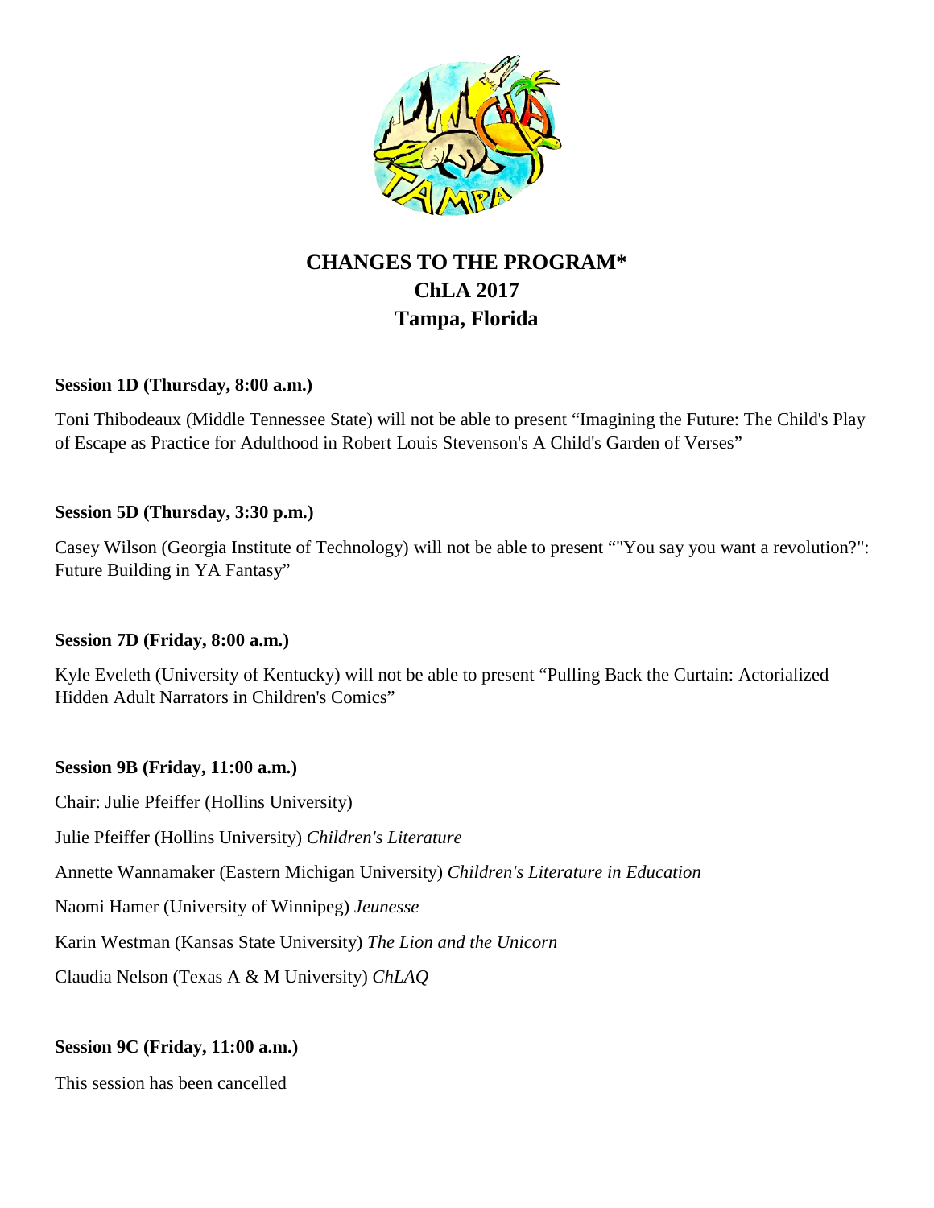# CHANGES TO THE PROGRAM*
# ChLA 2017
# Tampa, Florida

**Session 1D (Thursday, 8:00 a.m.)**

Toni Thibodeaux (Middle Tennessee State) will not be able to present "Imagining the Future: The Child's Play of Escape as Practice for Adulthood in Robert Louis Stevenson's A Child's Garden of Verses"

**Session 5D (Thursday, 3:30 p.m.)**

Casey Wilson (Georgia Institute of Technology) will not be able to present ""You say you want a revolution?": Future Building in YA Fantasy"

**Session 7D (Friday, 8:00 a.m.)**

Kyle Eveleth (University of Kentucky) will not be able to present "Pulling Back the Curtain: Actorialized Hidden Adult Narrators in Children's Comics"

**Session 9B (Friday, 11:00 a.m.)**

Chair: Julie Pfeiffer (Hollins University)

Julie Pfeiffer (Hollins University) *Children's Literature*

Annette Wannamaker (Eastern Michigan University) *Children's Literature in Education*

Naomi Hamer (University of Winnipeg) *Jeunesse*

Karin Westman (Kansas State University) *The Lion and the Unicorn*

Claudia Nelson (Texas A & M University) *ChLAQ*

**Session 9C (Friday, 11:00 a.m.)**

This session has been cancelled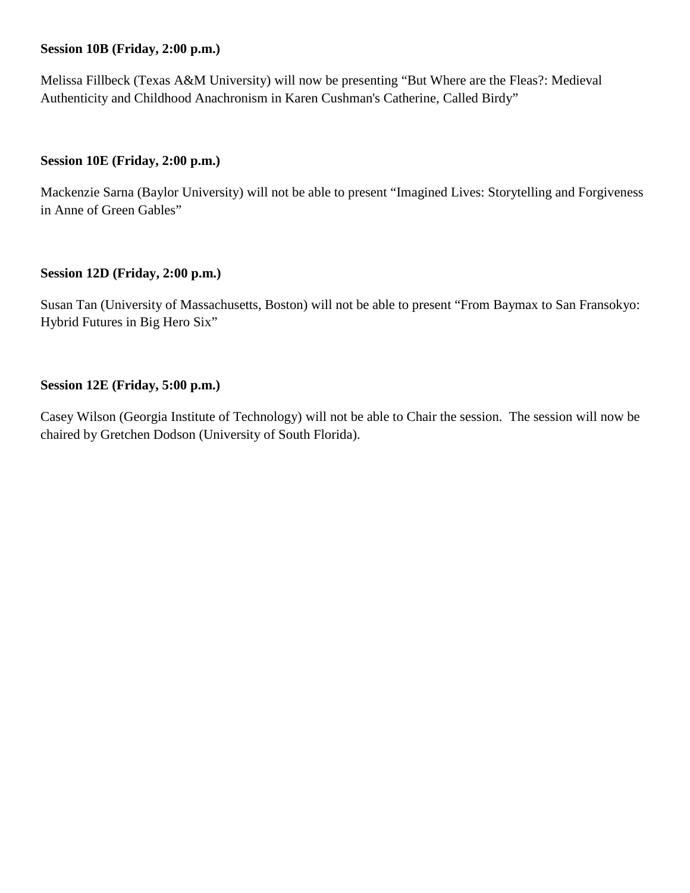**Session 10B (Friday, 2:00 p.m.)**

Melissa Fillbeck (Texas A&M University) will now be presenting "But Where are the Fleas?: Medieval Authenticity and Childhood Anachronism in Karen Cushman's Catherine, Called Birdy"

**Session 10E (Friday, 2:00 p.m.)**

Mackenzie Sarna (Baylor University) will not be able to present "Imagined Lives: Storytelling and Forgiveness in Anne of Green Gables"

**Session 12D (Friday, 2:00 p.m.)**

Susan Tan (University of Massachusetts, Boston) will not be able to present "From Baymax to San Fransokyo: Hybrid Futures in Big Hero Six"

**Session 12E (Friday, 5:00 p.m.)**

Casey Wilson (Georgia Institute of Technology) will not be able to Chair the session. The session will now be chaired by Gretchen Dodson (University of South Florida).